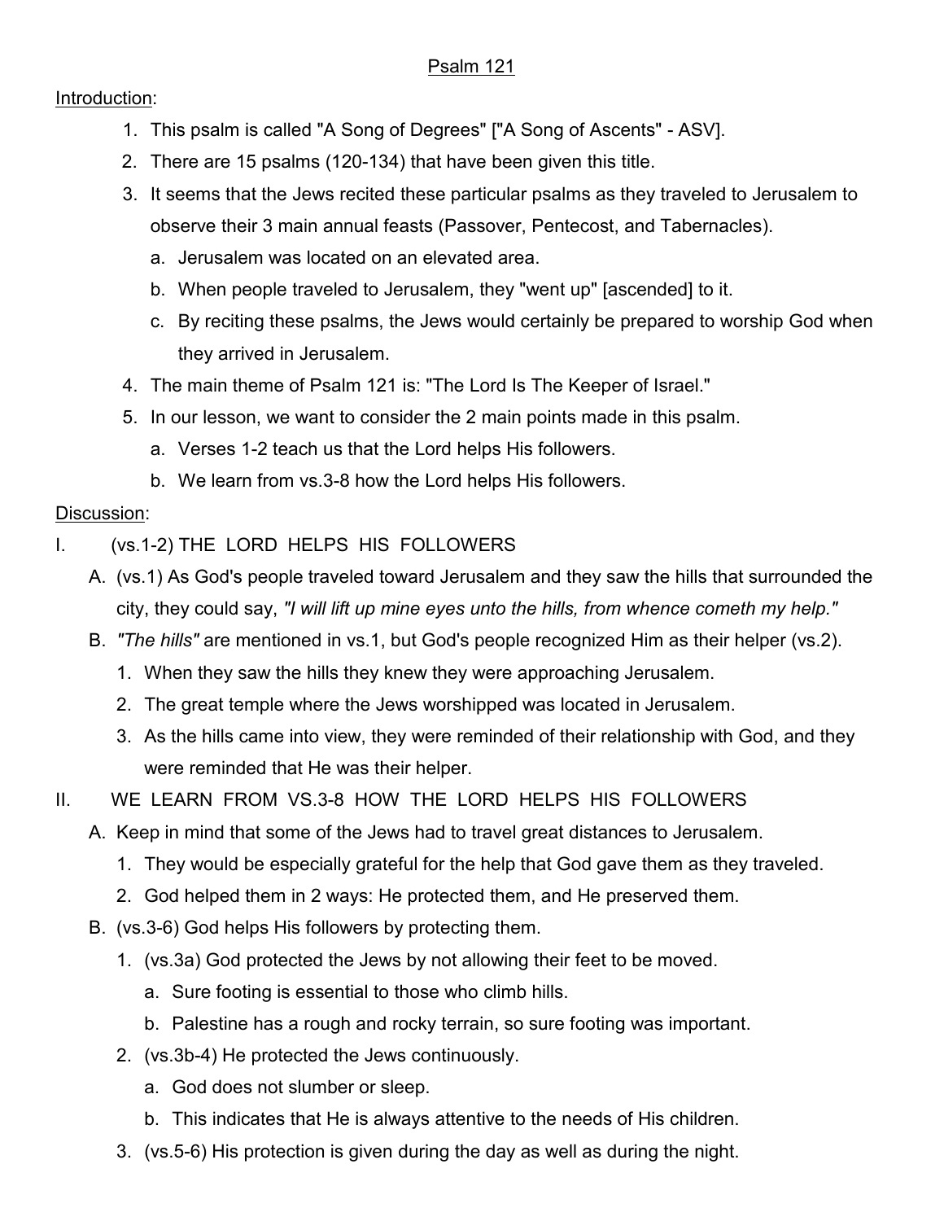# Psalm 121

## Introduction:

1. This psalm is called "A Song of Degrees" ["A Song of Ascents" - ASV].
2. There are 15 psalms (120-134) that have been given this title.
3. It seems that the Jews recited these particular psalms as they traveled to Jerusalem to observe their 3 main annual feasts (Passover, Pentecost, and Tabernacles).
   a. Jerusalem was located on an elevated area.
   b. When people traveled to Jerusalem, they "went up" [ascended] to it.
   c. By reciting these psalms, the Jews would certainly be prepared to worship God when they arrived in Jerusalem.
4. The main theme of Psalm 121 is: "The Lord Is The Keeper of Israel."
5. In our lesson, we want to consider the 2 main points made in this psalm.
   a. Verses 1-2 teach us that the Lord helps His followers.
   b. We learn from vs.3-8 how the Lord helps His followers.

## Discussion:

I. (vs.1-2) THE LORD HELPS HIS FOLLOWERS

   A. (vs.1) As God's people traveled toward Jerusalem and they saw the hills that surrounded the city, they could say, *"I will lift up mine eyes unto the hills, from whence cometh my help."*

   B. *"The hills"* are mentioned in vs.1, but God's people recognized Him as their helper (vs.2).
      1. When they saw the hills they knew they were approaching Jerusalem.
      2. The great temple where the Jews worshipped was located in Jerusalem.
      3. As the hills came into view, they were reminded of their relationship with God, and they were reminded that He was their helper.

II. WE LEARN FROM VS.3-8 HOW THE LORD HELPS HIS FOLLOWERS

   A. Keep in mind that some of the Jews had to travel great distances to Jerusalem.
      1. They would be especially grateful for the help that God gave them as they traveled.
      2. God helped them in 2 ways: He protected them, and He preserved them.

   B. (vs.3-6) God helps His followers by protecting them.
      1. (vs.3a) God protected the Jews by not allowing their feet to be moved.
         a. Sure footing is essential to those who climb hills.
         b. Palestine has a rough and rocky terrain, so sure footing was important.
      2. (vs.3b-4) He protected the Jews continuously.
         a. God does not slumber or sleep.
         b. This indicates that He is always attentive to the needs of His children.
      3. (vs.5-6) His protection is given during the day as well as during the night.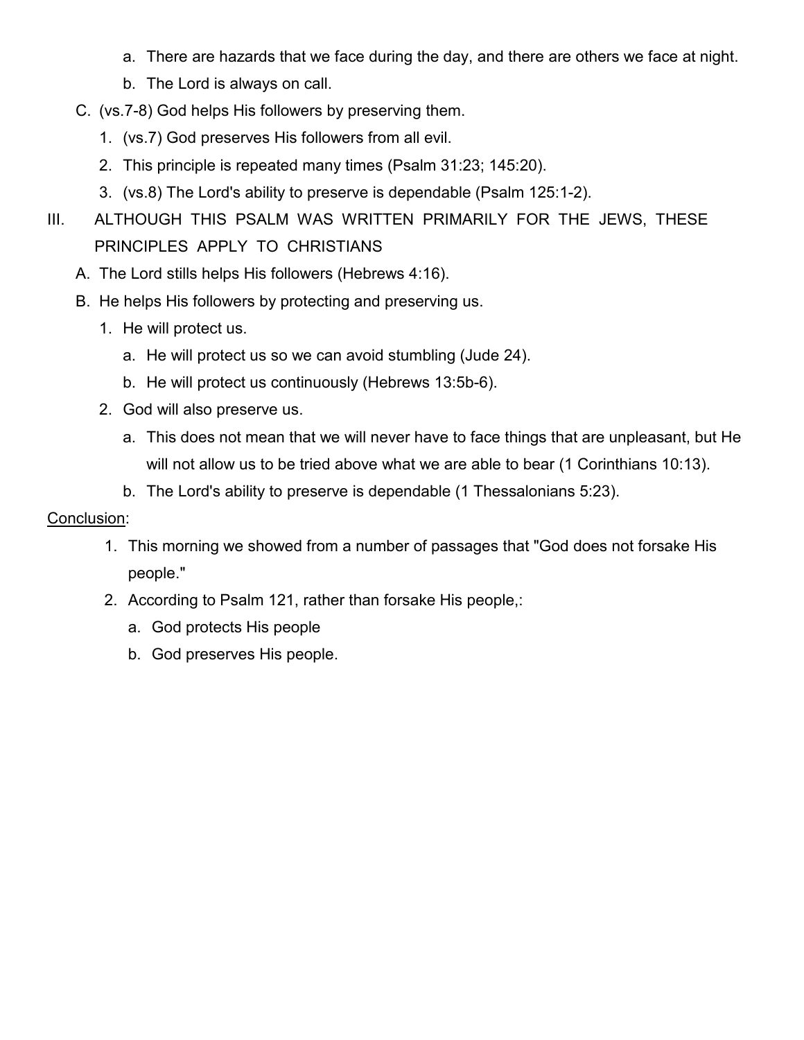a. There are hazards that we face during the day, and there are others we face at night.
b. The Lord is always on call.

C. (vs.7-8) God helps His followers by preserving them.
1. (vs.7) God preserves His followers from all evil.
2. This principle is repeated many times (Psalm 31:23; 145:20).
3. (vs.8) The Lord's ability to preserve is dependable (Psalm 125:1-2).

III. ALTHOUGH THIS PSALM WAS WRITTEN PRIMARILY FOR THE JEWS, THESE PRINCIPLES APPLY TO CHRISTIANS

A. The Lord stills helps His followers (Hebrews 4:16).

B. He helps His followers by protecting and preserving us.
1. He will protect us.
   a. He will protect us so we can avoid stumbling (Jude 24).
   b. He will protect us continuously (Hebrews 13:5b-6).
2. God will also preserve us.
   a. This does not mean that we will never have to face things that are unpleasant, but He will not allow us to be tried above what we are able to bear (1 Corinthians 10:13).
   b. The Lord's ability to preserve is dependable (1 Thessalonians 5:23).

<u>Conclusion</u>:

1. This morning we showed from a number of passages that "God does not forsake His people."
2. According to Psalm 121, rather than forsake His people,:
   a. God protects His people
   b. God preserves His people.